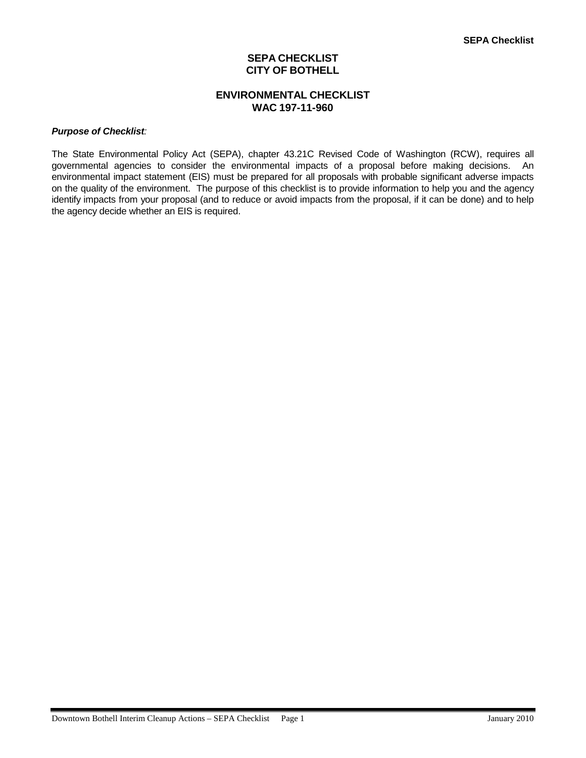# SEPA CHECKLIST
# CITY OF BOTHELL

## ENVIRONMENTAL CHECKLIST
## WAC 197-11-960

***Purpose of Checklist**:*

The State Environmental Policy Act (SEPA), chapter 43.21C Revised Code of Washington (RCW), requires all governmental agencies to consider the environmental impacts of a proposal before making decisions. An environmental impact statement (EIS) must be prepared for all proposals with probable significant adverse impacts on the quality of the environment. The purpose of this checklist is to provide information to help you and the agency identify impacts from your proposal (and to reduce or avoid impacts from the proposal, if it can be done) and to help the agency decide whether an EIS is required.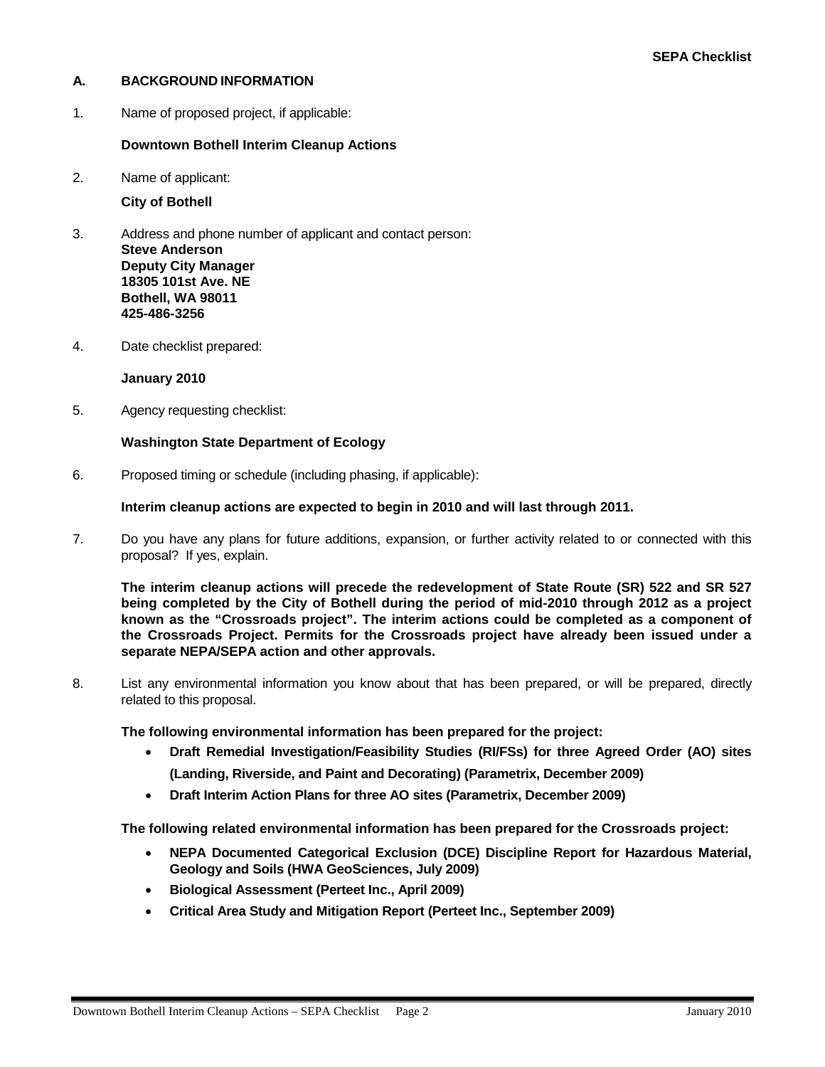## A. BACKGROUND INFORMATION

1. Name of proposed project, if applicable:

   **Downtown Bothell Interim Cleanup Actions**

2. Name of applicant:

   **City of Bothell**

3. Address and phone number of applicant and contact person:
   **Steve Anderson**
   **Deputy City Manager**
   **18305 101st Ave. NE**
   **Bothell, WA 98011**
   **425-486-3256**

4. Date checklist prepared:

   **January 2010**

5. Agency requesting checklist:

   **Washington State Department of Ecology**

6. Proposed timing or schedule (including phasing, if applicable):

   **Interim cleanup actions are expected to begin in 2010 and will last through 2011.**

7. Do you have any plans for future additions, expansion, or further activity related to or connected with this proposal? If yes, explain.

   **The interim cleanup actions will precede the redevelopment of State Route (SR) 522 and SR 527 being completed by the City of Bothell during the period of mid-2010 through 2012 as a project known as the "Crossroads project". The interim actions could be completed as a component of the Crossroads Project. Permits for the Crossroads project have already been issued under a separate NEPA/SEPA action and other approvals.**

8. List any environmental information you know about that has been prepared, or will be prepared, directly related to this proposal.

   **The following environmental information has been prepared for the project:**

   - **Draft Remedial Investigation/Feasibility Studies (RI/FSs) for three Agreed Order (AO) sites (Landing, Riverside, and Paint and Decorating) (Parametrix, December 2009)**
   - **Draft Interim Action Plans for three AO sites (Parametrix, December 2009)**

   **The following related environmental information has been prepared for the Crossroads project:**

   - **NEPA Documented Categorical Exclusion (DCE) Discipline Report for Hazardous Material, Geology and Soils (HWA GeoSciences, July 2009)**
   - **Biological Assessment (Perteet Inc., April 2009)**
   - **Critical Area Study and Mitigation Report (Perteet Inc., September 2009)**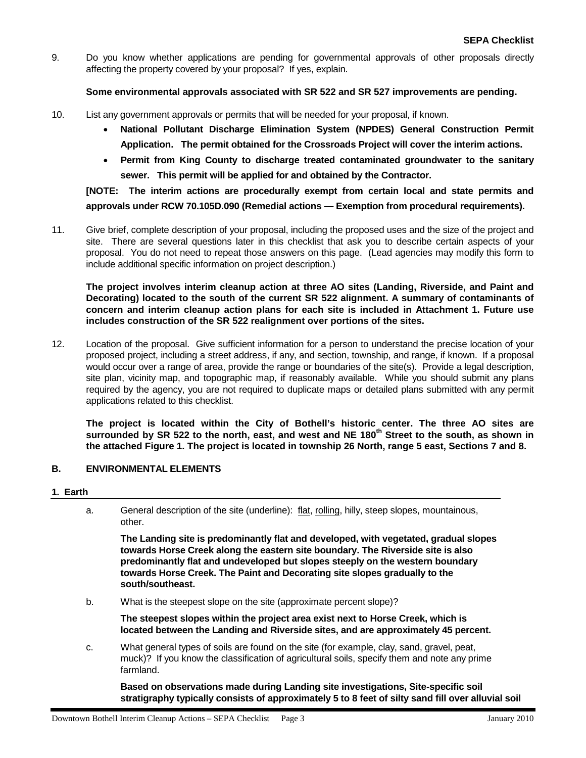9. Do you know whether applications are pending for governmental approvals of other proposals directly affecting the property covered by your proposal? If yes, explain.

   **Some environmental approvals associated with SR 522 and SR 527 improvements are pending.**

10. List any government approvals or permits that will be needed for your proposal, if known.

    - **National Pollutant Discharge Elimination System (NPDES) General Construction Permit Application. The permit obtained for the Crossroads Project will cover the interim actions.**
    - **Permit from King County to discharge treated contaminated groundwater to the sanitary sewer. This permit will be applied for and obtained by the Contractor.**

    **[NOTE: The interim actions are procedurally exempt from certain local and state permits and approvals under RCW 70.105D.090 (Remedial actions — Exemption from procedural requirements).**

11. Give brief, complete description of your proposal, including the proposed uses and the size of the project and site. There are several questions later in this checklist that ask you to describe certain aspects of your proposal. You do not need to repeat those answers on this page. (Lead agencies may modify this form to include additional specific information on project description.)

    **The project involves interim cleanup action at three AO sites (Landing, Riverside, and Paint and Decorating) located to the south of the current SR 522 alignment. A summary of contaminants of concern and interim cleanup action plans for each site is included in Attachment 1. Future use includes construction of the SR 522 realignment over portions of the sites.**

12. Location of the proposal. Give sufficient information for a person to understand the precise location of your proposed project, including a street address, if any, and section, township, and range, if known. If a proposal would occur over a range of area, provide the range or boundaries of the site(s). Provide a legal description, site plan, vicinity map, and topographic map, if reasonably available. While you should submit any plans required by the agency, you are not required to duplicate maps or detailed plans submitted with any permit applications related to this checklist.

    **The project is located within the City of Bothell's historic center. The three AO sites are surrounded by SR 522 to the north, east, and west and NE 180th Street to the south, as shown in the attached Figure 1. The project is located in township 26 North, range 5 east, Sections 7 and 8.**

## B. ENVIRONMENTAL ELEMENTS

### 1. Earth

a. General description of the site (underline): <u>flat</u>, <u>rolling</u>, hilly, steep slopes, mountainous, other.

   **The Landing site is predominantly flat and developed, with vegetated, gradual slopes towards Horse Creek along the eastern site boundary. The Riverside site is also predominantly flat and undeveloped but slopes steeply on the western boundary towards Horse Creek. The Paint and Decorating site slopes gradually to the south/southeast.**

b. What is the steepest slope on the site (approximate percent slope)?

   **The steepest slopes within the project area exist next to Horse Creek, which is located between the Landing and Riverside sites, and are approximately 45 percent.**

c. What general types of soils are found on the site (for example, clay, sand, gravel, peat, muck)? If you know the classification of agricultural soils, specify them and note any prime farmland.

   **Based on observations made during Landing site investigations, Site-specific soil stratigraphy typically consists of approximately 5 to 8 feet of silty sand fill over alluvial soil**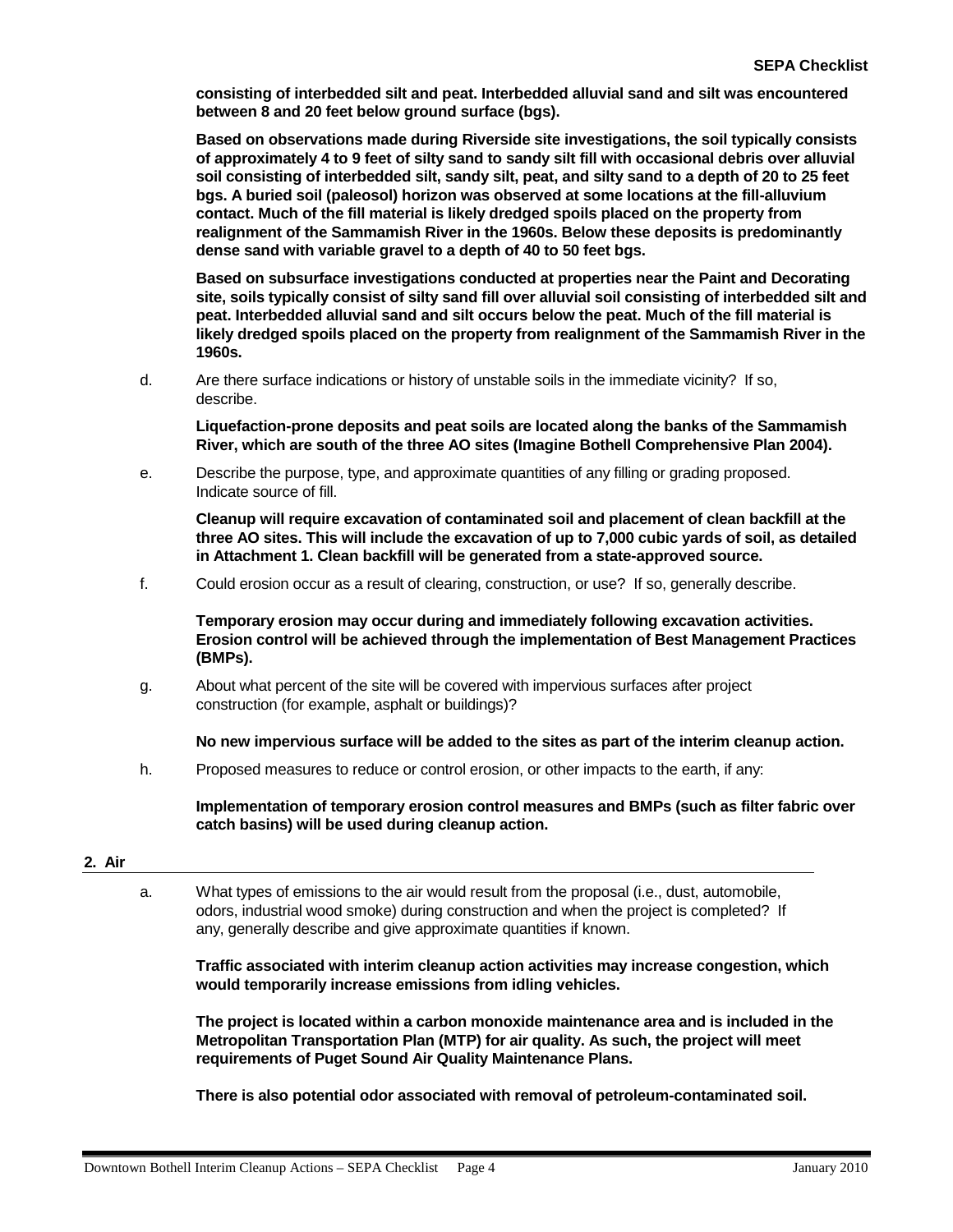**consisting of interbedded silt and peat. Interbedded alluvial sand and silt was encountered between 8 and 20 feet below ground surface (bgs).**

**Based on observations made during Riverside site investigations, the soil typically consists of approximately 4 to 9 feet of silty sand to sandy silt fill with occasional debris over alluvial soil consisting of interbedded silt, sandy silt, peat, and silty sand to a depth of 20 to 25 feet bgs. A buried soil (paleosol) horizon was observed at some locations at the fill-alluvium contact. Much of the fill material is likely dredged spoils placed on the property from realignment of the Sammamish River in the 1960s. Below these deposits is predominantly dense sand with variable gravel to a depth of 40 to 50 feet bgs.**

**Based on subsurface investigations conducted at properties near the Paint and Decorating site, soils typically consist of silty sand fill over alluvial soil consisting of interbedded silt and peat. Interbedded alluvial sand and silt occurs below the peat. Much of the fill material is likely dredged spoils placed on the property from realignment of the Sammamish River in the 1960s.**

d. Are there surface indications or history of unstable soils in the immediate vicinity? If so, describe.

**Liquefaction-prone deposits and peat soils are located along the banks of the Sammamish River, which are south of the three AO sites (Imagine Bothell Comprehensive Plan 2004).**

e. Describe the purpose, type, and approximate quantities of any filling or grading proposed. Indicate source of fill.

**Cleanup will require excavation of contaminated soil and placement of clean backfill at the three AO sites. This will include the excavation of up to 7,000 cubic yards of soil, as detailed in Attachment 1. Clean backfill will be generated from a state-approved source.**

f. Could erosion occur as a result of clearing, construction, or use? If so, generally describe.

**Temporary erosion may occur during and immediately following excavation activities. Erosion control will be achieved through the implementation of Best Management Practices (BMPs).**

g. About what percent of the site will be covered with impervious surfaces after project construction (for example, asphalt or buildings)?

**No new impervious surface will be added to the sites as part of the interim cleanup action.**

h. Proposed measures to reduce or control erosion, or other impacts to the earth, if any:

**Implementation of temporary erosion control measures and BMPs (such as filter fabric over catch basins) will be used during cleanup action.**

## 2. Air

a. What types of emissions to the air would result from the proposal (i.e., dust, automobile, odors, industrial wood smoke) during construction and when the project is completed? If any, generally describe and give approximate quantities if known.

**Traffic associated with interim cleanup action activities may increase congestion, which would temporarily increase emissions from idling vehicles.**

**The project is located within a carbon monoxide maintenance area and is included in the Metropolitan Transportation Plan (MTP) for air quality. As such, the project will meet requirements of Puget Sound Air Quality Maintenance Plans.**

**There is also potential odor associated with removal of petroleum-contaminated soil.**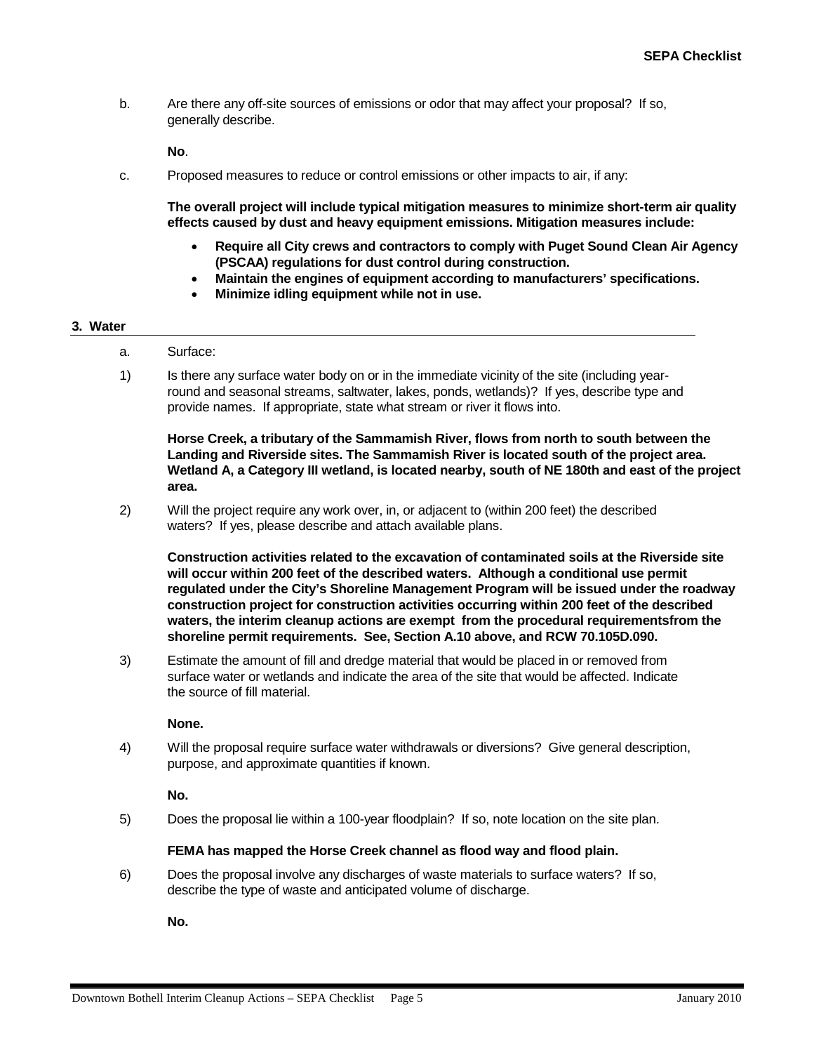b. Are there any off-site sources of emissions or odor that may affect your proposal? If so, generally describe.

**No**.

c. Proposed measures to reduce or control emissions or other impacts to air, if any:

**The overall project will include typical mitigation measures to minimize short-term air quality effects caused by dust and heavy equipment emissions. Mitigation measures include:**

- **Require all City crews and contractors to comply with Puget Sound Clean Air Agency (PSCAA) regulations for dust control during construction.**
- **Maintain the engines of equipment according to manufacturers' specifications.**
- **Minimize idling equipment while not in use.**

### 3. Water

a. Surface:

1) Is there any surface water body on or in the immediate vicinity of the site (including year-round and seasonal streams, saltwater, lakes, ponds, wetlands)? If yes, describe type and provide names. If appropriate, state what stream or river it flows into.

**Horse Creek, a tributary of the Sammamish River, flows from north to south between the Landing and Riverside sites. The Sammamish River is located south of the project area. Wetland A, a Category III wetland, is located nearby, south of NE 180th and east of the project area.**

2) Will the project require any work over, in, or adjacent to (within 200 feet) the described waters? If yes, please describe and attach available plans.

**Construction activities related to the excavation of contaminated soils at the Riverside site will occur within 200 feet of the described waters. Although a conditional use permit regulated under the City's Shoreline Management Program will be issued under the roadway construction project for construction activities occurring within 200 feet of the described waters, the interim cleanup actions are exempt from the procedural requirementsfrom the shoreline permit requirements. See, Section A.10 above, and RCW 70.105D.090.**

3) Estimate the amount of fill and dredge material that would be placed in or removed from surface water or wetlands and indicate the area of the site that would be affected. Indicate the source of fill material.

**None.**

4) Will the proposal require surface water withdrawals or diversions? Give general description, purpose, and approximate quantities if known.

**No.**

5) Does the proposal lie within a 100-year floodplain? If so, note location on the site plan.

**FEMA has mapped the Horse Creek channel as flood way and flood plain.**

6) Does the proposal involve any discharges of waste materials to surface waters? If so, describe the type of waste and anticipated volume of discharge.

**No.**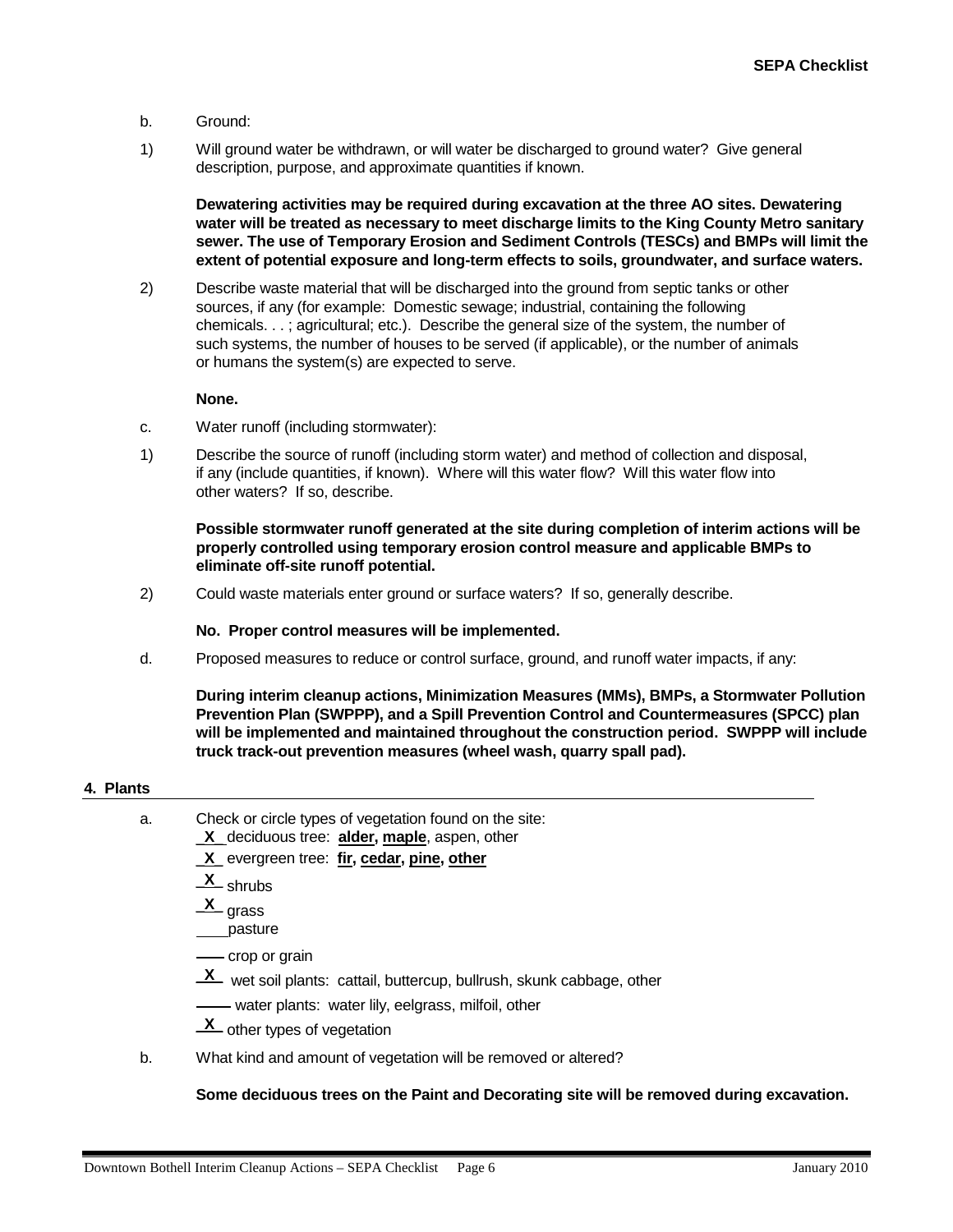b. Ground:

1) Will ground water be withdrawn, or will water be discharged to ground water? Give general description, purpose, and approximate quantities if known.

   **Dewatering activities may be required during excavation at the three AO sites. Dewatering water will be treated as necessary to meet discharge limits to the King County Metro sanitary sewer. The use of Temporary Erosion and Sediment Controls (TESCs) and BMPs will limit the extent of potential exposure and long-term effects to soils, groundwater, and surface waters.**

2) Describe waste material that will be discharged into the ground from septic tanks or other sources, if any (for example: Domestic sewage; industrial, containing the following chemicals. . . ; agricultural; etc.). Describe the general size of the system, the number of such systems, the number of houses to be served (if applicable), or the number of animals or humans the system(s) are expected to serve.

   **None.**

c. Water runoff (including stormwater):

1) Describe the source of runoff (including storm water) and method of collection and disposal, if any (include quantities, if known). Where will this water flow? Will this water flow into other waters? If so, describe.

   **Possible stormwater runoff generated at the site during completion of interim actions will be properly controlled using temporary erosion control measure and applicable BMPs to eliminate off-site runoff potential.**

2) Could waste materials enter ground or surface waters? If so, generally describe.

   **No. Proper control measures will be implemented.**

d. Proposed measures to reduce or control surface, ground, and runoff water impacts, if any:

   **During interim cleanup actions, Minimization Measures (MMs), BMPs, a Stormwater Pollution Prevention Plan (SWPPP), and a Spill Prevention Control and Countermeasures (SPCC) plan will be implemented and maintained throughout the construction period. SWPPP will include truck track-out prevention measures (wheel wash, quarry spall pad).**

**4. Plants**

a. Check or circle types of vegetation found on the site:

   _X_ deciduous tree: **alder, maple**, aspen, other

   _X_ evergreen tree: **fir, cedar, pine, other**

   _X_ shrubs

   _X_ grass

   ____ pasture

   ____ crop or grain

   _X_ wet soil plants: cattail, buttercup, bullrush, skunk cabbage, other

   ____ water plants: water lily, eelgrass, milfoil, other

   _X_ other types of vegetation

b. What kind and amount of vegetation will be removed or altered?

   **Some deciduous trees on the Paint and Decorating site will be removed during excavation.**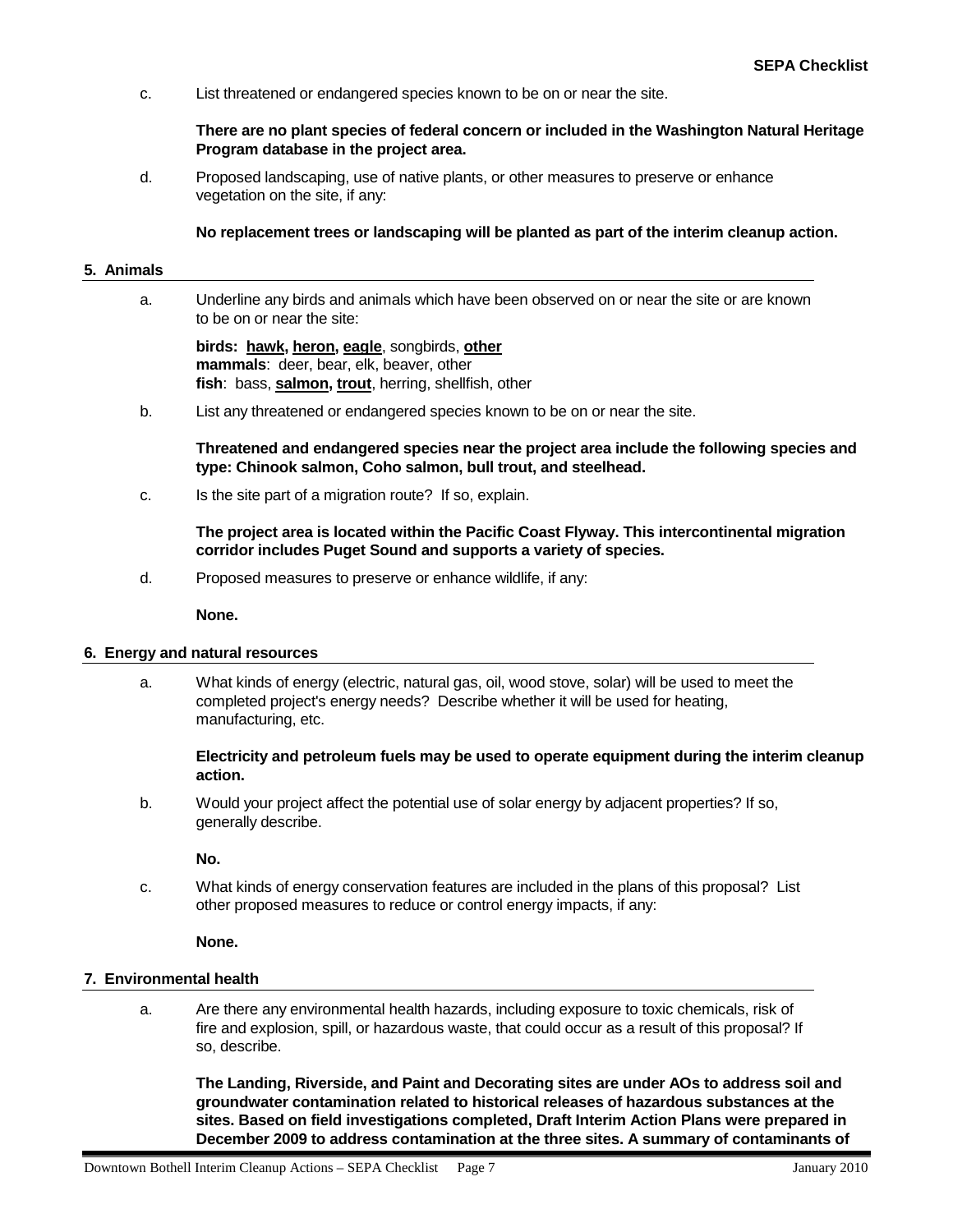c. List threatened or endangered species known to be on or near the site.

**There are no plant species of federal concern or included in the Washington Natural Heritage Program database in the project area.**

d. Proposed landscaping, use of native plants, or other measures to preserve or enhance vegetation on the site, if any:

**No replacement trees or landscaping will be planted as part of the interim cleanup action.**

## 5. Animals

a. Underline any birds and animals which have been observed on or near the site or are known to be on or near the site:

**birds: <u>hawk, heron, eagle</u>**, songbirds, **<u>other</u>**
**mammals**: deer, bear, elk, beaver, other
**fish**: bass, **<u>salmon, trout</u>**, herring, shellfish, other

b. List any threatened or endangered species known to be on or near the site.

**Threatened and endangered species near the project area include the following species and type: Chinook salmon, Coho salmon, bull trout, and steelhead.**

c. Is the site part of a migration route? If so, explain.

**The project area is located within the Pacific Coast Flyway. This intercontinental migration corridor includes Puget Sound and supports a variety of species.**

d. Proposed measures to preserve or enhance wildlife, if any:

**None.**

## 6. Energy and natural resources

a. What kinds of energy (electric, natural gas, oil, wood stove, solar) will be used to meet the completed project's energy needs? Describe whether it will be used for heating, manufacturing, etc.

**Electricity and petroleum fuels may be used to operate equipment during the interim cleanup action.**

b. Would your project affect the potential use of solar energy by adjacent properties? If so, generally describe.

**No.**

c. What kinds of energy conservation features are included in the plans of this proposal? List other proposed measures to reduce or control energy impacts, if any:

**None.**

## 7. Environmental health

a. Are there any environmental health hazards, including exposure to toxic chemicals, risk of fire and explosion, spill, or hazardous waste, that could occur as a result of this proposal? If so, describe.

**The Landing, Riverside, and Paint and Decorating sites are under AOs to address soil and groundwater contamination related to historical releases of hazardous substances at the sites. Based on field investigations completed, Draft Interim Action Plans were prepared in December 2009 to address contamination at the three sites. A summary of contaminants of**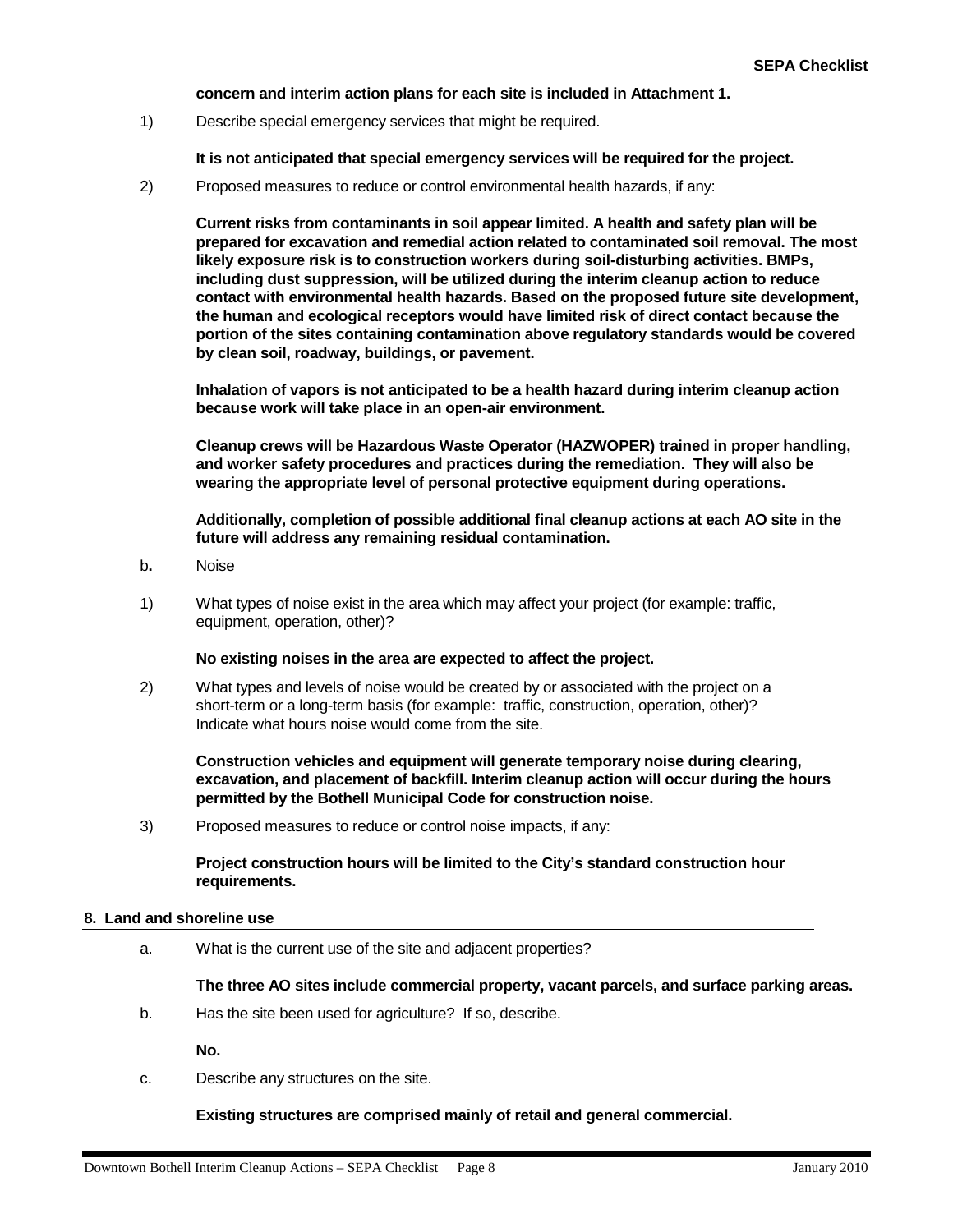**concern and interim action plans for each site is included in Attachment 1.**

1) Describe special emergency services that might be required.

**It is not anticipated that special emergency services will be required for the project.**

2) Proposed measures to reduce or control environmental health hazards, if any:

**Current risks from contaminants in soil appear limited. A health and safety plan will be prepared for excavation and remedial action related to contaminated soil removal. The most likely exposure risk is to construction workers during soil-disturbing activities. BMPs, including dust suppression, will be utilized during the interim cleanup action to reduce contact with environmental health hazards. Based on the proposed future site development, the human and ecological receptors would have limited risk of direct contact because the portion of the sites containing contamination above regulatory standards would be covered by clean soil, roadway, buildings, or pavement.**

**Inhalation of vapors is not anticipated to be a health hazard during interim cleanup action because work will take place in an open-air environment.**

**Cleanup crews will be Hazardous Waste Operator (HAZWOPER) trained in proper handling, and worker safety procedures and practices during the remediation. They will also be wearing the appropriate level of personal protective equipment during operations.**

**Additionally, completion of possible additional final cleanup actions at each AO site in the future will address any remaining residual contamination.**

b**.** Noise

1) What types of noise exist in the area which may affect your project (for example: traffic, equipment, operation, other)?

**No existing noises in the area are expected to affect the project.**

2) What types and levels of noise would be created by or associated with the project on a short-term or a long-term basis (for example: traffic, construction, operation, other)? Indicate what hours noise would come from the site.

**Construction vehicles and equipment will generate temporary noise during clearing, excavation, and placement of backfill. Interim cleanup action will occur during the hours permitted by the Bothell Municipal Code for construction noise.**

3) Proposed measures to reduce or control noise impacts, if any:

**Project construction hours will be limited to the City's standard construction hour requirements.**

## 8. Land and shoreline use

a. What is the current use of the site and adjacent properties?

**The three AO sites include commercial property, vacant parcels, and surface parking areas.**

b. Has the site been used for agriculture? If so, describe.

**No.**

c. Describe any structures on the site.

**Existing structures are comprised mainly of retail and general commercial.**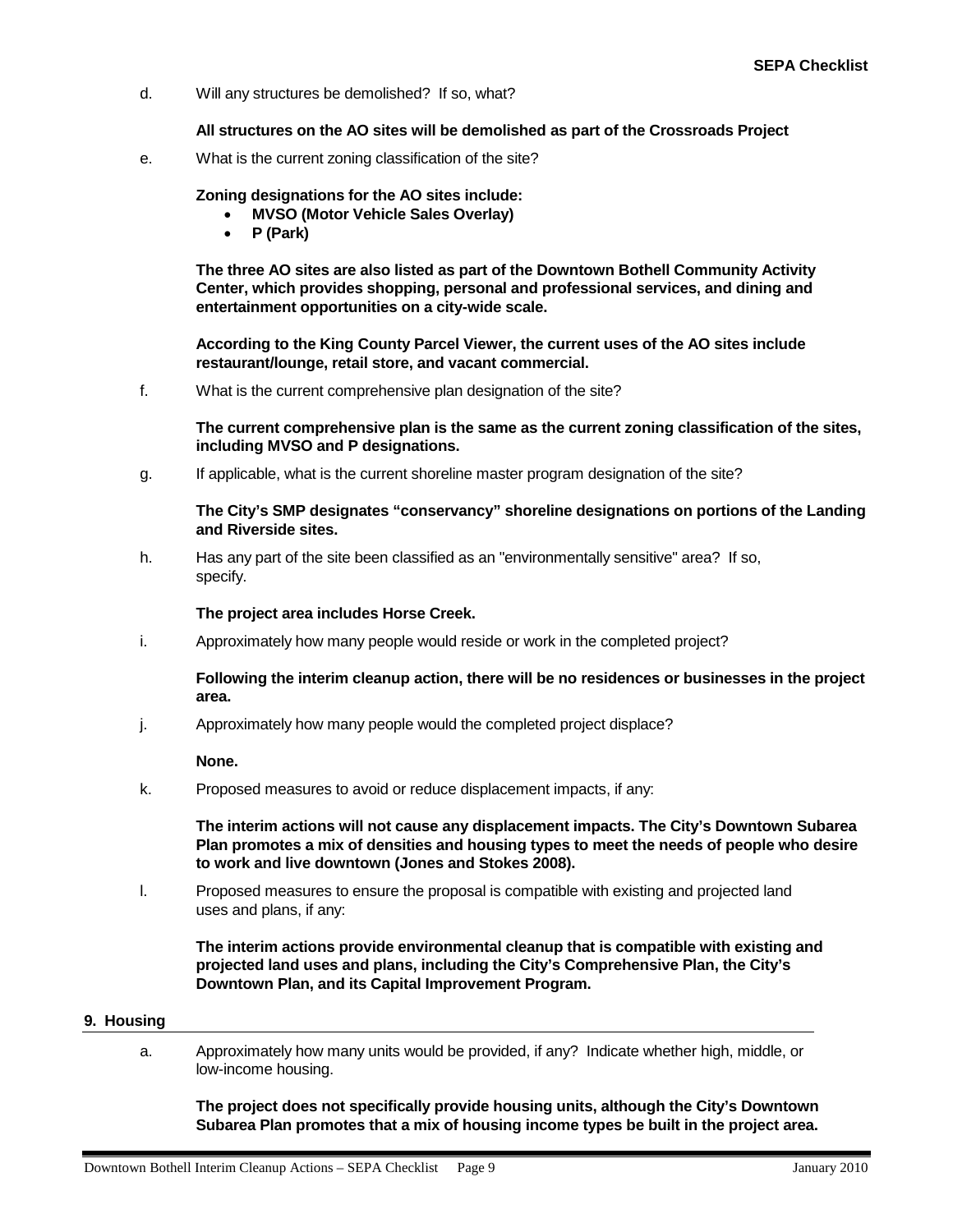d. Will any structures be demolished? If so, what?

**All structures on the AO sites will be demolished as part of the Crossroads Project**

e. What is the current zoning classification of the site?

**Zoning designations for the AO sites include:**

- **MVSO (Motor Vehicle Sales Overlay)**
- **P (Park)**

**The three AO sites are also listed as part of the Downtown Bothell Community Activity Center, which provides shopping, personal and professional services, and dining and entertainment opportunities on a city-wide scale.**

**According to the King County Parcel Viewer, the current uses of the AO sites include restaurant/lounge, retail store, and vacant commercial.**

f. What is the current comprehensive plan designation of the site?

**The current comprehensive plan is the same as the current zoning classification of the sites, including MVSO and P designations.**

g. If applicable, what is the current shoreline master program designation of the site?

**The City's SMP designates "conservancy" shoreline designations on portions of the Landing and Riverside sites.**

h. Has any part of the site been classified as an "environmentally sensitive" area? If so, specify.

**The project area includes Horse Creek.**

i. Approximately how many people would reside or work in the completed project?

**Following the interim cleanup action, there will be no residences or businesses in the project area.**

j. Approximately how many people would the completed project displace?

**None.**

k. Proposed measures to avoid or reduce displacement impacts, if any:

**The interim actions will not cause any displacement impacts. The City's Downtown Subarea Plan promotes a mix of densities and housing types to meet the needs of people who desire to work and live downtown (Jones and Stokes 2008).**

l. Proposed measures to ensure the proposal is compatible with existing and projected land uses and plans, if any:

**The interim actions provide environmental cleanup that is compatible with existing and projected land uses and plans, including the City's Comprehensive Plan, the City's Downtown Plan, and its Capital Improvement Program.**

## 9. Housing

a. Approximately how many units would be provided, if any? Indicate whether high, middle, or low-income housing.

**The project does not specifically provide housing units, although the City's Downtown Subarea Plan promotes that a mix of housing income types be built in the project area.**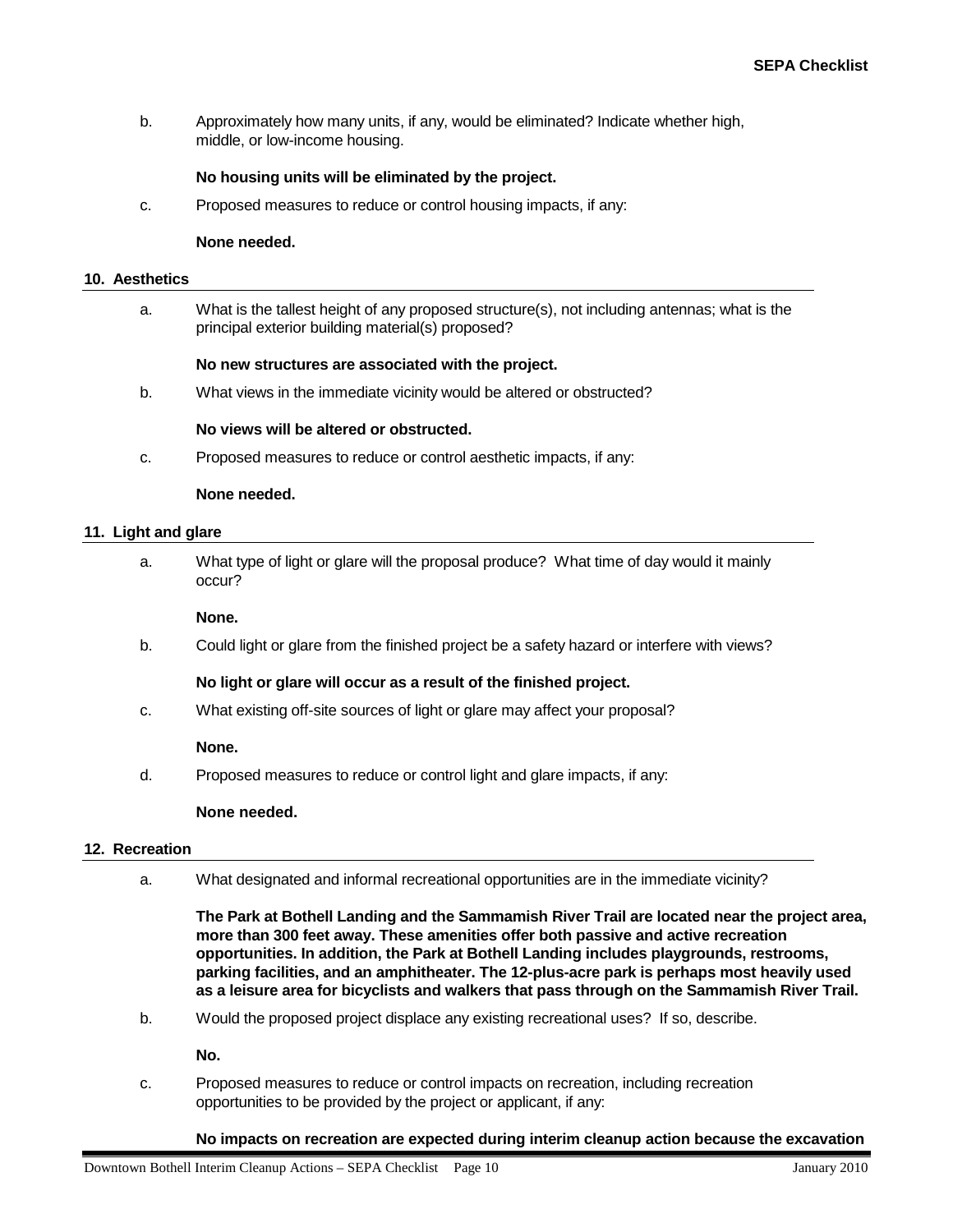b. Approximately how many units, if any, would be eliminated? Indicate whether high, middle, or low-income housing.

**No housing units will be eliminated by the project.**

c. Proposed measures to reduce or control housing impacts, if any:

**None needed.**

### 10. Aesthetics

a. What is the tallest height of any proposed structure(s), not including antennas; what is the principal exterior building material(s) proposed?

**No new structures are associated with the project.**

b. What views in the immediate vicinity would be altered or obstructed?

**No views will be altered or obstructed.**

c. Proposed measures to reduce or control aesthetic impacts, if any:

**None needed.**

### 11. Light and glare

a. What type of light or glare will the proposal produce? What time of day would it mainly occur?

**None.**

b. Could light or glare from the finished project be a safety hazard or interfere with views?

**No light or glare will occur as a result of the finished project.**

c. What existing off-site sources of light or glare may affect your proposal?

**None.**

d. Proposed measures to reduce or control light and glare impacts, if any:

**None needed.**

### 12. Recreation

a. What designated and informal recreational opportunities are in the immediate vicinity?

**The Park at Bothell Landing and the Sammamish River Trail are located near the project area, more than 300 feet away. These amenities offer both passive and active recreation opportunities. In addition, the Park at Bothell Landing includes playgrounds, restrooms, parking facilities, and an amphitheater. The 12-plus-acre park is perhaps most heavily used as a leisure area for bicyclists and walkers that pass through on the Sammamish River Trail.**

b. Would the proposed project displace any existing recreational uses? If so, describe.

**No.**

c. Proposed measures to reduce or control impacts on recreation, including recreation opportunities to be provided by the project or applicant, if any:

**No impacts on recreation are expected during interim cleanup action because the excavation**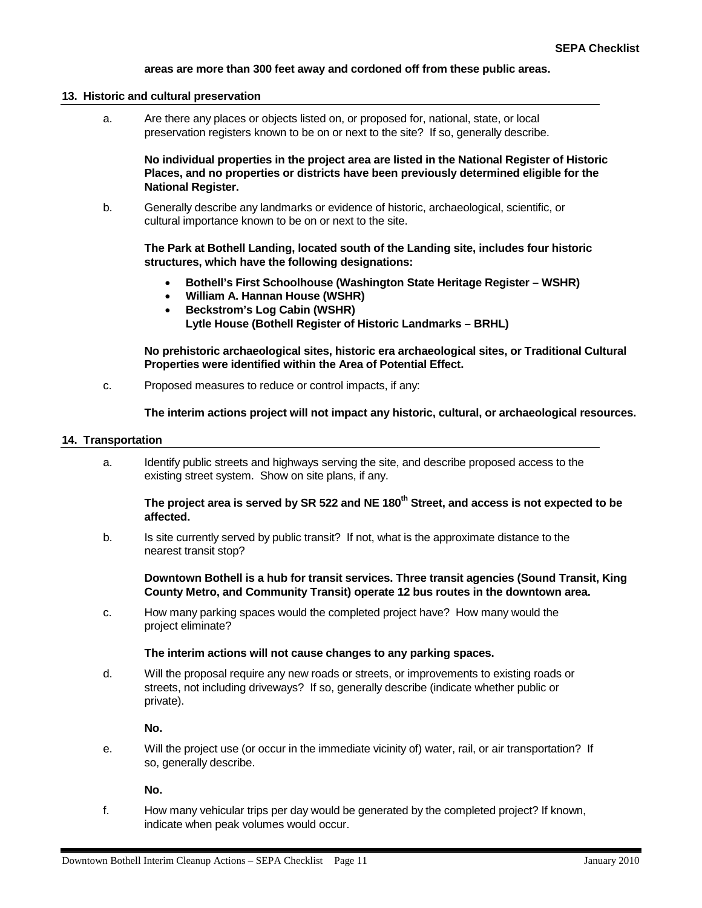**areas are more than 300 feet away and cordoned off from these public areas.**

### 13. Historic and cultural preservation

a. Are there any places or objects listed on, or proposed for, national, state, or local preservation registers known to be on or next to the site? If so, generally describe.

**No individual properties in the project area are listed in the National Register of Historic Places, and no properties or districts have been previously determined eligible for the National Register.**

b. Generally describe any landmarks or evidence of historic, archaeological, scientific, or cultural importance known to be on or next to the site.

**The Park at Bothell Landing, located south of the Landing site, includes four historic structures, which have the following designations:**

- **Bothell's First Schoolhouse (Washington State Heritage Register – WSHR)**
- **William A. Hannan House (WSHR)**
- **Beckstrom's Log Cabin (WSHR)**
  **Lytle House (Bothell Register of Historic Landmarks – BRHL)**

**No prehistoric archaeological sites, historic era archaeological sites, or Traditional Cultural Properties were identified within the Area of Potential Effect.**

c. Proposed measures to reduce or control impacts, if any:

**The interim actions project will not impact any historic, cultural, or archaeological resources.**

### 14. Transportation

a. Identify public streets and highways serving the site, and describe proposed access to the existing street system. Show on site plans, if any.

**The project area is served by SR 522 and NE 180th Street, and access is not expected to be affected.**

b. Is site currently served by public transit? If not, what is the approximate distance to the nearest transit stop?

**Downtown Bothell is a hub for transit services. Three transit agencies (Sound Transit, King County Metro, and Community Transit) operate 12 bus routes in the downtown area.**

c. How many parking spaces would the completed project have? How many would the project eliminate?

**The interim actions will not cause changes to any parking spaces.**

d. Will the proposal require any new roads or streets, or improvements to existing roads or streets, not including driveways? If so, generally describe (indicate whether public or private).

**No.**

e. Will the project use (or occur in the immediate vicinity of) water, rail, or air transportation? If so, generally describe.

**No.**

f. How many vehicular trips per day would be generated by the completed project? If known, indicate when peak volumes would occur.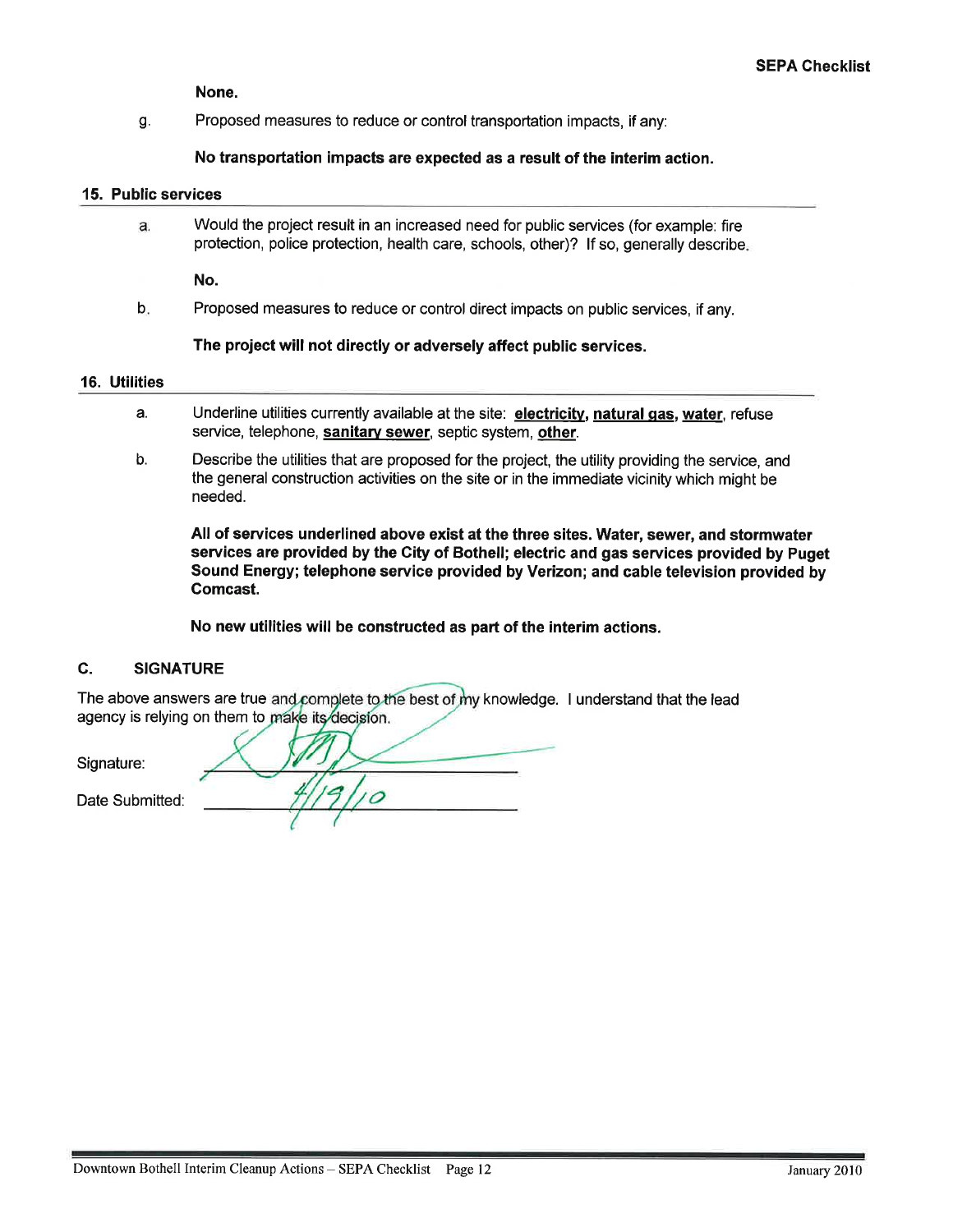**None.**

g. Proposed measures to reduce or control transportation impacts, if any:

**No transportation impacts are expected as a result of the interim action.**

## 15. Public services

a. Would the project result in an increased need for public services (for example: fire protection, police protection, health care, schools, other)? If so, generally describe.

**No.**

b. Proposed measures to reduce or control direct impacts on public services, if any.

**The project will not directly or adversely affect public services.**

## 16. Utilities

a. Underline utilities currently available at the site: **<u>electricity</u>**, **<u>natural gas</u>**, **<u>water</u>**, refuse service, telephone, **<u>sanitary sewer</u>**, septic system, **<u>other</u>**.

b. Describe the utilities that are proposed for the project, the utility providing the service, and the general construction activities on the site or in the immediate vicinity which might be needed.

**All of services underlined above exist at the three sites. Water, sewer, and stormwater services are provided by the City of Bothell; electric and gas services provided by Puget Sound Energy; telephone service provided by Verizon; and cable television provided by Comcast.**

**No new utilities will be constructed as part of the interim actions.**

## C. SIGNATURE

The above answers are true and complete to the best of my knowledge. I understand that the lead agency is relying on them to make its decision.

Signature: [signature]

Date Submitted: 4/19/10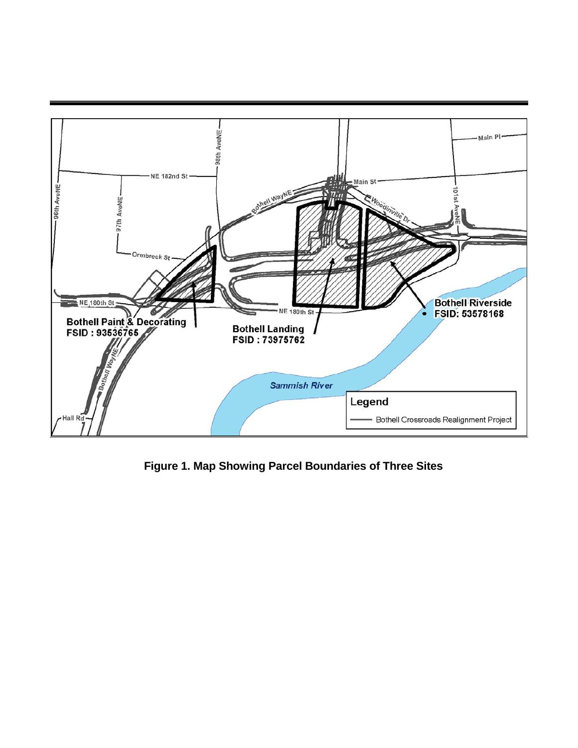**Figure 1. Map Showing Parcel Boundaries of Three Sites**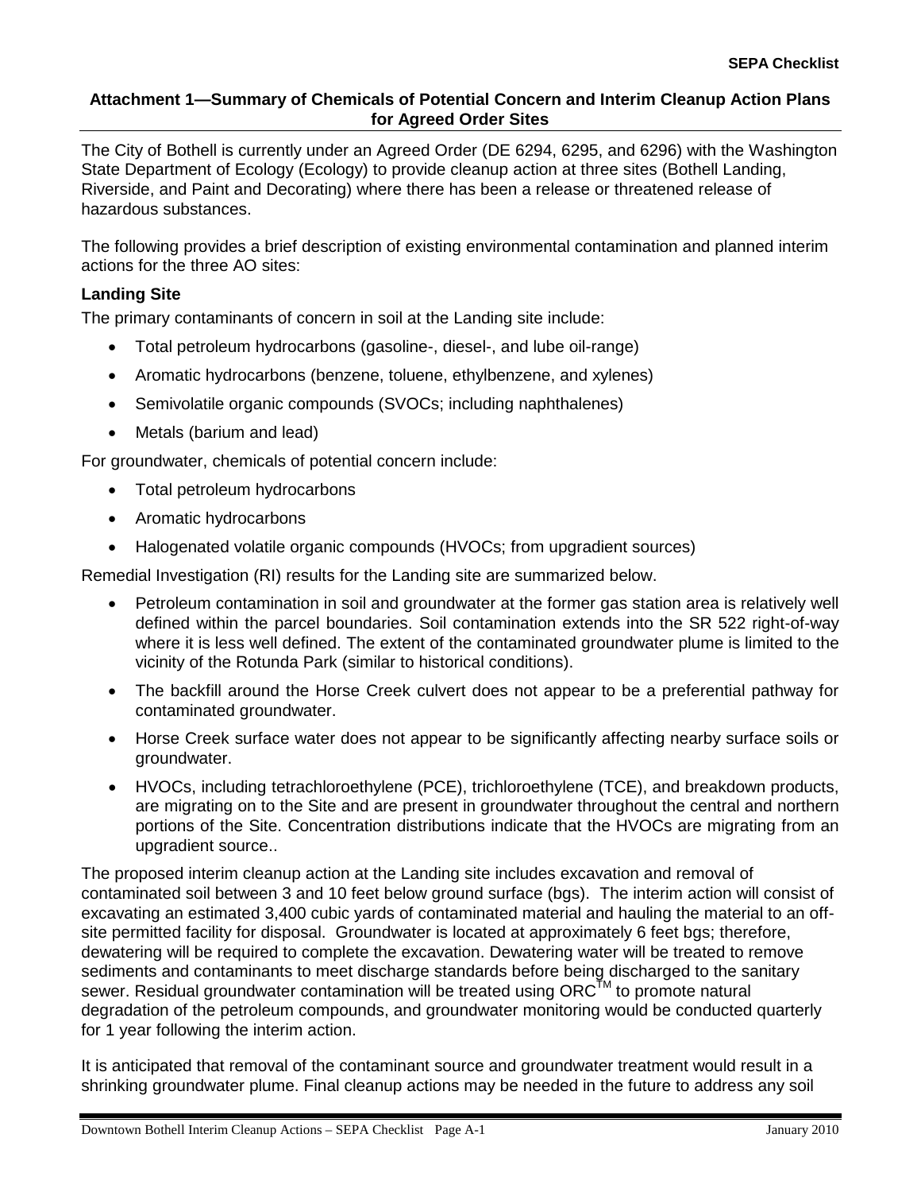## Attachment 1—Summary of Chemicals of Potential Concern and Interim Cleanup Action Plans for Agreed Order Sites

The City of Bothell is currently under an Agreed Order (DE 6294, 6295, and 6296) with the Washington State Department of Ecology (Ecology) to provide cleanup action at three sites (Bothell Landing, Riverside, and Paint and Decorating) where there has been a release or threatened release of hazardous substances.

The following provides a brief description of existing environmental contamination and planned interim actions for the three AO sites:

### Landing Site

The primary contaminants of concern in soil at the Landing site include:

- Total petroleum hydrocarbons (gasoline-, diesel-, and lube oil-range)
- Aromatic hydrocarbons (benzene, toluene, ethylbenzene, and xylenes)
- Semivolatile organic compounds (SVOCs; including naphthalenes)
- Metals (barium and lead)

For groundwater, chemicals of potential concern include:

- Total petroleum hydrocarbons
- Aromatic hydrocarbons
- Halogenated volatile organic compounds (HVOCs; from upgradient sources)

Remedial Investigation (RI) results for the Landing site are summarized below.

- Petroleum contamination in soil and groundwater at the former gas station area is relatively well defined within the parcel boundaries. Soil contamination extends into the SR 522 right-of-way where it is less well defined. The extent of the contaminated groundwater plume is limited to the vicinity of the Rotunda Park (similar to historical conditions).
- The backfill around the Horse Creek culvert does not appear to be a preferential pathway for contaminated groundwater.
- Horse Creek surface water does not appear to be significantly affecting nearby surface soils or groundwater.
- HVOCs, including tetrachloroethylene (PCE), trichloroethylene (TCE), and breakdown products, are migrating on to the Site and are present in groundwater throughout the central and northern portions of the Site. Concentration distributions indicate that the HVOCs are migrating from an upgradient source..

The proposed interim cleanup action at the Landing site includes excavation and removal of contaminated soil between 3 and 10 feet below ground surface (bgs). The interim action will consist of excavating an estimated 3,400 cubic yards of contaminated material and hauling the material to an off-site permitted facility for disposal. Groundwater is located at approximately 6 feet bgs; therefore, dewatering will be required to complete the excavation. Dewatering water will be treated to remove sediments and contaminants to meet discharge standards before being discharged to the sanitary sewer. Residual groundwater contamination will be treated using ORC™ to promote natural degradation of the petroleum compounds, and groundwater monitoring would be conducted quarterly for 1 year following the interim action.

It is anticipated that removal of the contaminant source and groundwater treatment would result in a shrinking groundwater plume. Final cleanup actions may be needed in the future to address any soil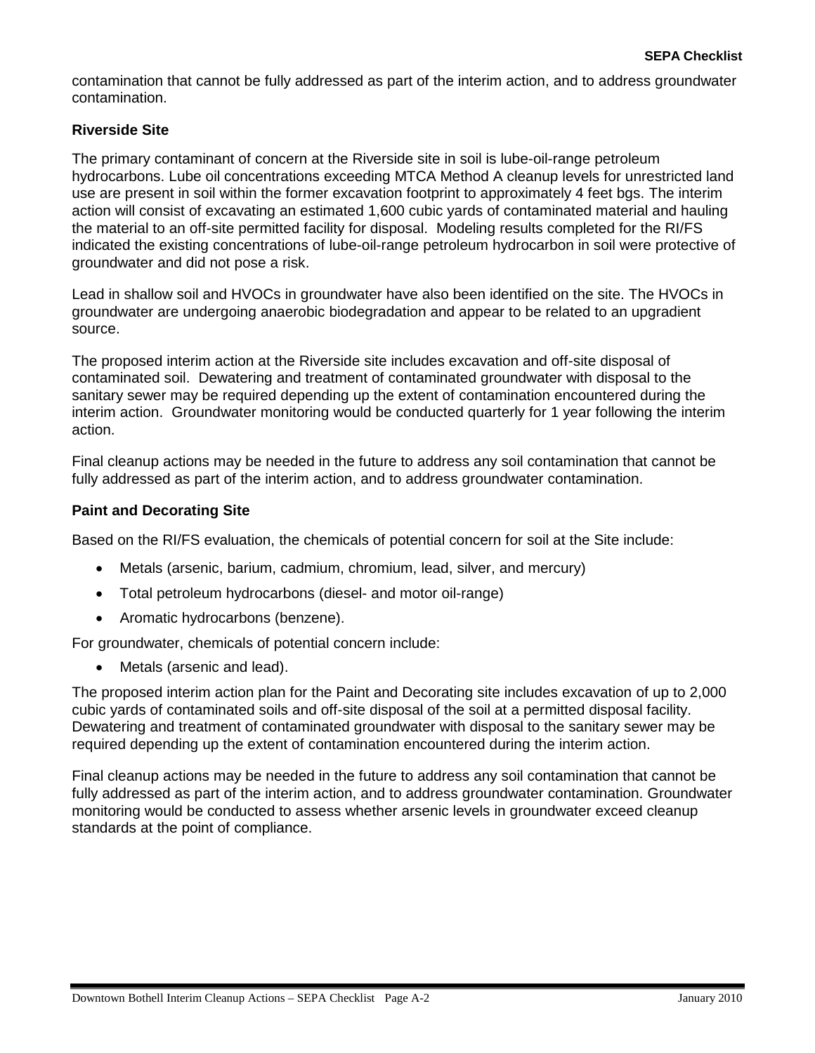contamination that cannot be fully addressed as part of the interim action, and to address groundwater contamination.

**Riverside Site**

The primary contaminant of concern at the Riverside site in soil is lube-oil-range petroleum hydrocarbons. Lube oil concentrations exceeding MTCA Method A cleanup levels for unrestricted land use are present in soil within the former excavation footprint to approximately 4 feet bgs. The interim action will consist of excavating an estimated 1,600 cubic yards of contaminated material and hauling the material to an off-site permitted facility for disposal. Modeling results completed for the RI/FS indicated the existing concentrations of lube-oil-range petroleum hydrocarbon in soil were protective of groundwater and did not pose a risk.

Lead in shallow soil and HVOCs in groundwater have also been identified on the site. The HVOCs in groundwater are undergoing anaerobic biodegradation and appear to be related to an upgradient source.

The proposed interim action at the Riverside site includes excavation and off-site disposal of contaminated soil. Dewatering and treatment of contaminated groundwater with disposal to the sanitary sewer may be required depending up the extent of contamination encountered during the interim action. Groundwater monitoring would be conducted quarterly for 1 year following the interim action.

Final cleanup actions may be needed in the future to address any soil contamination that cannot be fully addressed as part of the interim action, and to address groundwater contamination.

**Paint and Decorating Site**

Based on the RI/FS evaluation, the chemicals of potential concern for soil at the Site include:

- Metals (arsenic, barium, cadmium, chromium, lead, silver, and mercury)
- Total petroleum hydrocarbons (diesel- and motor oil-range)
- Aromatic hydrocarbons (benzene).

For groundwater, chemicals of potential concern include:

- Metals (arsenic and lead).

The proposed interim action plan for the Paint and Decorating site includes excavation of up to 2,000 cubic yards of contaminated soils and off-site disposal of the soil at a permitted disposal facility. Dewatering and treatment of contaminated groundwater with disposal to the sanitary sewer may be required depending up the extent of contamination encountered during the interim action.

Final cleanup actions may be needed in the future to address any soil contamination that cannot be fully addressed as part of the interim action, and to address groundwater contamination. Groundwater monitoring would be conducted to assess whether arsenic levels in groundwater exceed cleanup standards at the point of compliance.